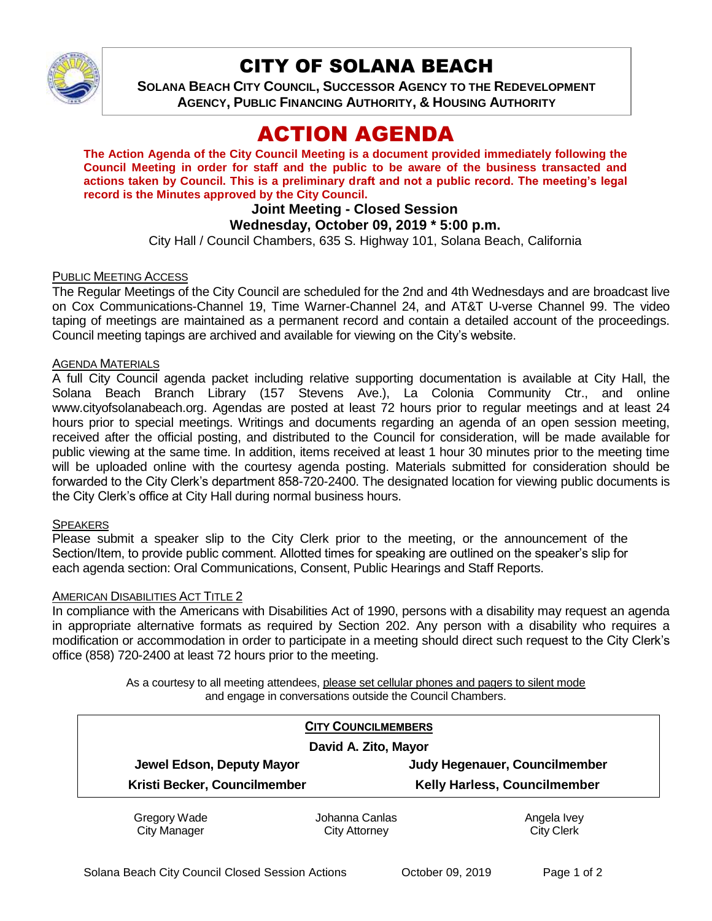# CITY OF SOLANA BEACH

**SOLANA BEACH CITY COUNCIL, SUCCESSOR AGENCY TO THE REDEVELOPMENT AGENCY, PUBLIC FINANCING AUTHORITY, & HOUSING AUTHORITY**

# ACTION AGENDA

**The Action Agenda of the City Council Meeting is a document provided immediately following the Council Meeting in order for staff and the public to be aware of the business transacted and actions taken by Council. This is a preliminary draft and not a public record. The meeting's legal record is the Minutes approved by the City Council.**

**Joint Meeting - Closed Session**

**Wednesday, October 09, 2019 * 5:00 p.m.**

City Hall / Council Chambers, 635 S. Highway 101, Solana Beach, California

PUBLIC MEETING ACCESS

The Regular Meetings of the City Council are scheduled for the 2nd and 4th Wednesdays and are broadcast live on Cox Communications-Channel 19, Time Warner-Channel 24, and AT&T U-verse Channel 99. The video taping of meetings are maintained as a permanent record and contain a detailed account of the proceedings. Council meeting tapings are archived and available for viewing on the City's website.

AGENDA MATERIALS

A full City Council agenda packet including relative supporting documentation is available at City Hall, the Solana Beach Branch Library (157 Stevens Ave.), La Colonia Community Ctr., and online www.cityofsolanabeach.org. Agendas are posted at least 72 hours prior to regular meetings and at least 24 hours prior to special meetings. Writings and documents regarding an agenda of an open session meeting, received after the official posting, and distributed to the Council for consideration, will be made available for public viewing at the same time. In addition, items received at least 1 hour 30 minutes prior to the meeting time will be uploaded online with the courtesy agenda posting. Materials submitted for consideration should be forwarded to the City Clerk's department 858-720-2400. The designated location for viewing public documents is the City Clerk's office at City Hall during normal business hours.

SPEAKERS

Please submit a speaker slip to the City Clerk prior to the meeting, or the announcement of the Section/Item, to provide public comment. Allotted times for speaking are outlined on the speaker's slip for each agenda section: Oral Communications, Consent, Public Hearings and Staff Reports.

AMERICAN DISABILITIES ACT TITLE 2

In compliance with the Americans with Disabilities Act of 1990, persons with a disability may request an agenda in appropriate alternative formats as required by Section 202. Any person with a disability who requires a modification or accommodation in order to participate in a meeting should direct such request to the City Clerk's office (858) 720-2400 at least 72 hours prior to the meeting.

As a courtesy to all meeting attendees, please set cellular phones and pagers to silent mode and engage in conversations outside the Council Chambers.

**CITY COUNCILMEMBERS**

**David A. Zito, Mayor**

| | |
|---|---|
| **Jewel Edson, Deputy Mayor** | **Judy Hegenauer, Councilmember** |
| **Kristi Becker, Councilmember** | **Kelly Harless, Councilmember** |

| | | |
|---|---|---|
| Gregory Wade<br>City Manager | Johanna Canlas<br>City Attorney | Angela Ivey<br>City Clerk |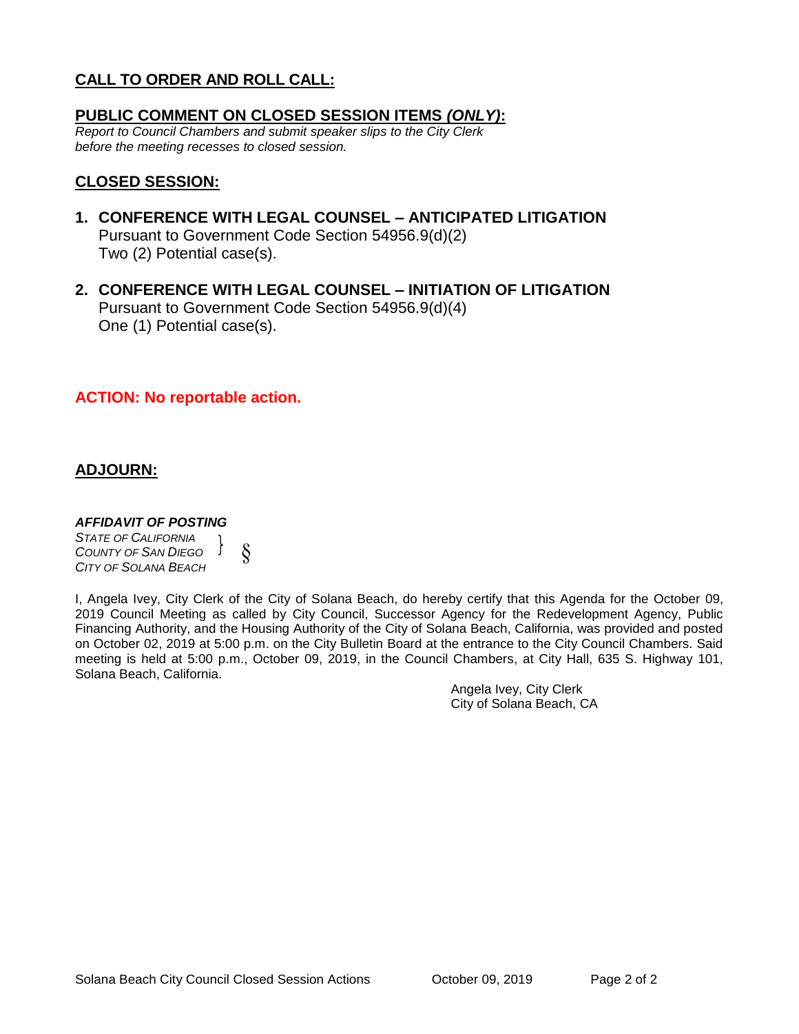## CALL TO ORDER AND ROLL CALL:

## PUBLIC COMMENT ON CLOSED SESSION ITEMS *(ONLY)*:

*Report to Council Chambers and submit speaker slips to the City Clerk before the meeting recesses to closed session.*

## CLOSED SESSION:

1. **CONFERENCE WITH LEGAL COUNSEL – ANTICIPATED LITIGATION**
   Pursuant to Government Code Section 54956.9(d)(2)
   Two (2) Potential case(s).

2. **CONFERENCE WITH LEGAL COUNSEL – INITIATION OF LITIGATION**
   Pursuant to Government Code Section 54956.9(d)(4)
   One (1) Potential case(s).

**ACTION: No reportable action.**

## ADJOURN:

***AFFIDAVIT OF POSTING***

*STATE OF CALIFORNIA*
*COUNTY OF SAN DIEGO* } §
*CITY OF SOLANA BEACH*

I, Angela Ivey, City Clerk of the City of Solana Beach, do hereby certify that this Agenda for the October 09, 2019 Council Meeting as called by City Council, Successor Agency for the Redevelopment Agency, Public Financing Authority, and the Housing Authority of the City of Solana Beach, California, was provided and posted on October 02, 2019 at 5:00 p.m. on the City Bulletin Board at the entrance to the City Council Chambers. Said meeting is held at 5:00 p.m., October 09, 2019, in the Council Chambers, at City Hall, 635 S. Highway 101, Solana Beach, California.

Angela Ivey, City Clerk
City of Solana Beach, CA